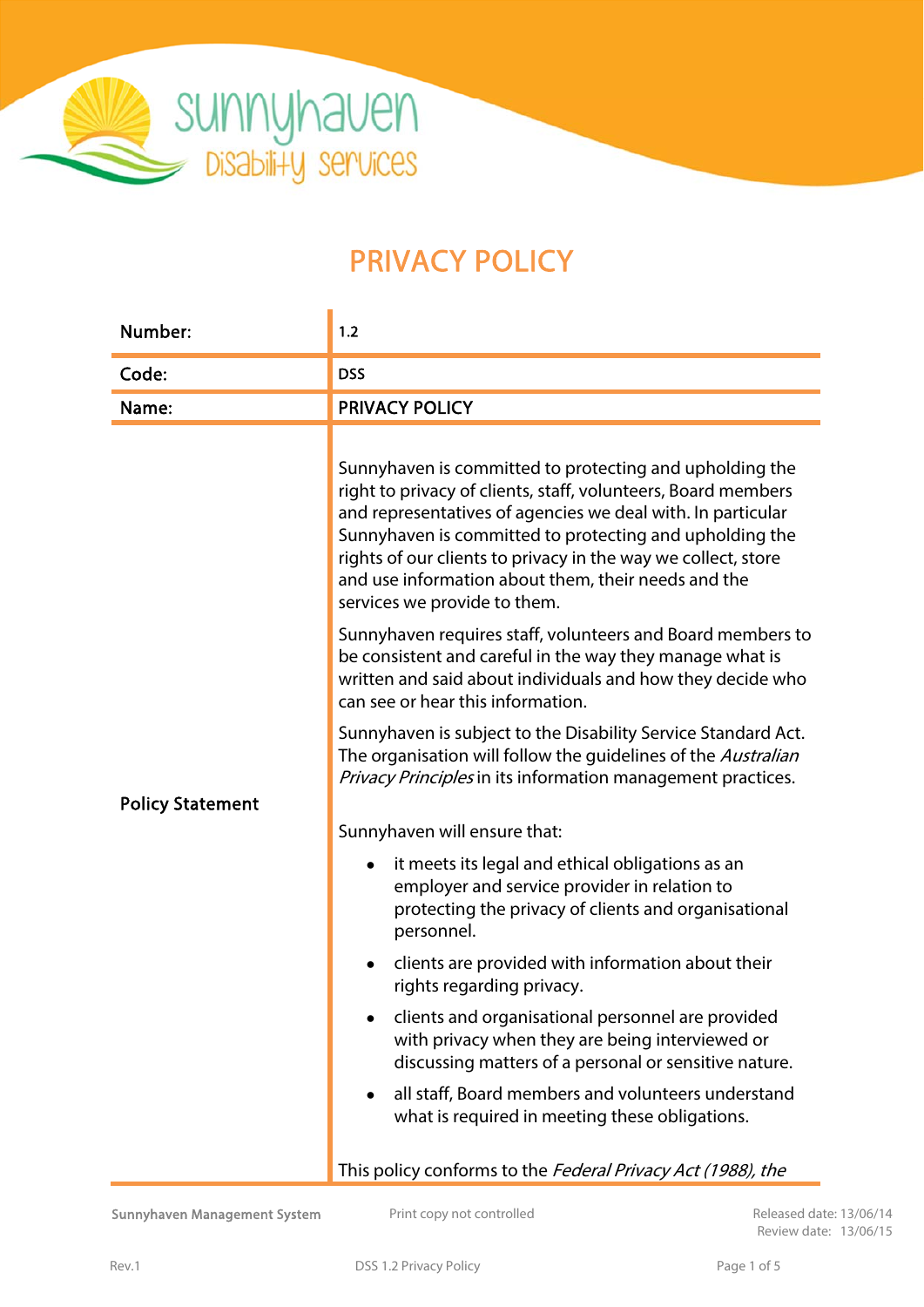# PRIVACY POLICY

| Number: | 1.2 |
|---|---|
| Code: | DSS |
| Name: | PRIVACY POLICY |
| Policy Statement | Sunnyhaven is committed to protecting and upholding the right to privacy of clients, staff, volunteers, Board members and representatives of agencies we deal with. In particular Sunnyhaven is committed to protecting and upholding the rights of our clients to privacy in the way we collect, store and use information about them, their needs and the services we provide to them.<br><br>Sunnyhaven requires staff, volunteers and Board members to be consistent and careful in the way they manage what is written and said about individuals and how they decide who can see or hear this information.<br><br>Sunnyhaven is subject to the Disability Service Standard Act. The organisation will follow the guidelines of the *Australian Privacy Principles* in its information management practices.<br><br>Sunnyhaven will ensure that:<br><br>• it meets its legal and ethical obligations as an employer and service provider in relation to protecting the privacy of clients and organisational personnel.<br>• clients are provided with information about their rights regarding privacy.<br>• clients and organisational personnel are provided with privacy when they are being interviewed or discussing matters of a personal or sensitive nature.<br>• all staff, Board members and volunteers understand what is required in meeting these obligations.<br><br>This policy conforms to the *Federal Privacy Act (1988), the* |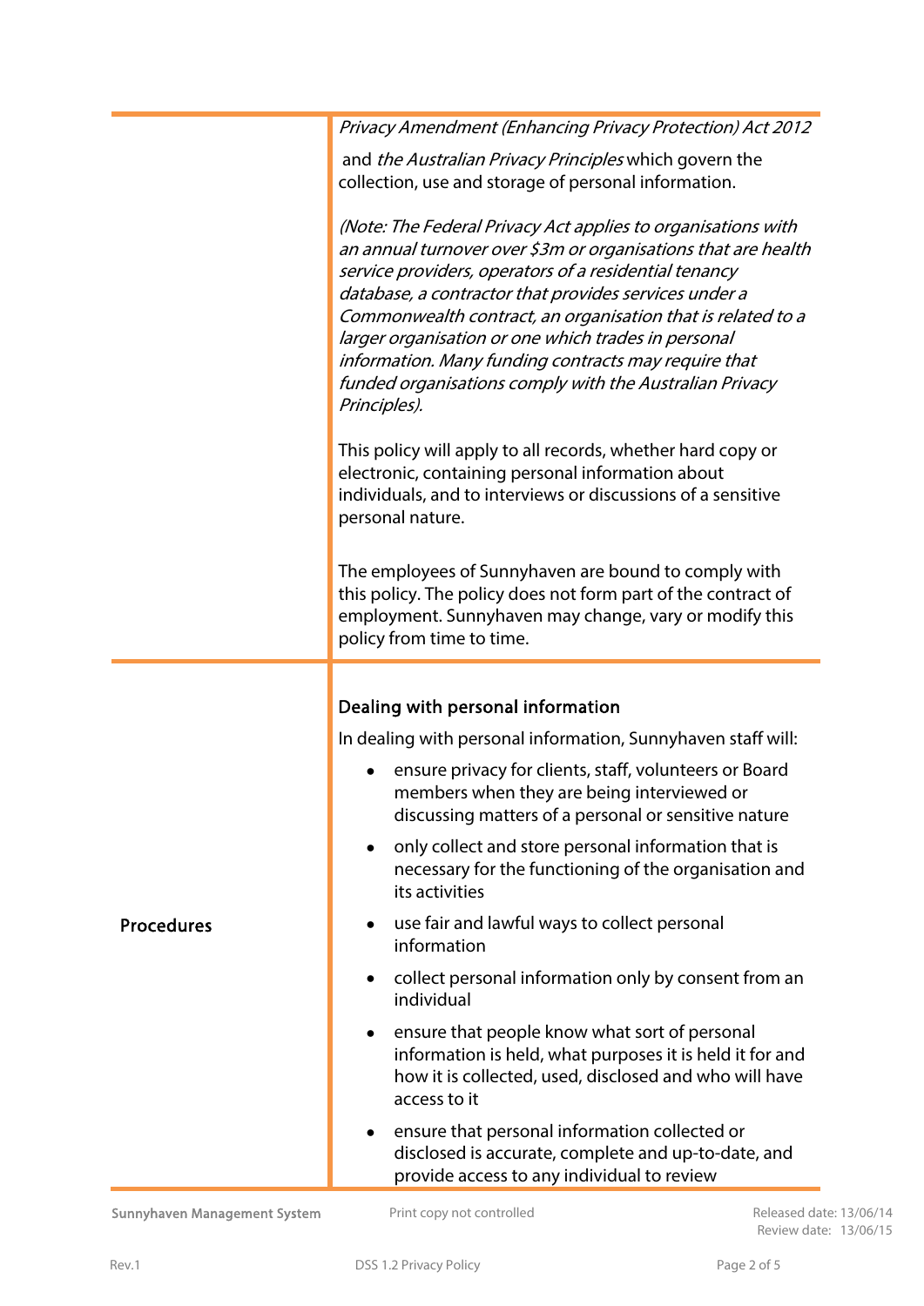*Privacy Amendment (Enhancing Privacy Protection) Act 2012* and *the Australian Privacy Principles* which govern the collection, use and storage of personal information.

*(Note: The Federal Privacy Act applies to organisations with an annual turnover over $3m or organisations that are health service providers, operators of a residential tenancy database, a contractor that provides services under a Commonwealth contract, an organisation that is related to a larger organisation or one which trades in personal information. Many funding contracts may require that funded organisations comply with the Australian Privacy Principles).*

This policy will apply to all records, whether hard copy or electronic, containing personal information about individuals, and to interviews or discussions of a sensitive personal nature.

The employees of Sunnyhaven are bound to comply with this policy. The policy does not form part of the contract of employment. Sunnyhaven may change, vary or modify this policy from time to time.

## Procedures

### Dealing with personal information

In dealing with personal information, Sunnyhaven staff will:

- ensure privacy for clients, staff, volunteers or Board members when they are being interviewed or discussing matters of a personal or sensitive nature
- only collect and store personal information that is necessary for the functioning of the organisation and its activities
- use fair and lawful ways to collect personal information
- collect personal information only by consent from an individual
- ensure that people know what sort of personal information is held, what purposes it is held it for and how it is collected, used, disclosed and who will have access to it
- ensure that personal information collected or disclosed is accurate, complete and up-to-date, and provide access to any individual to review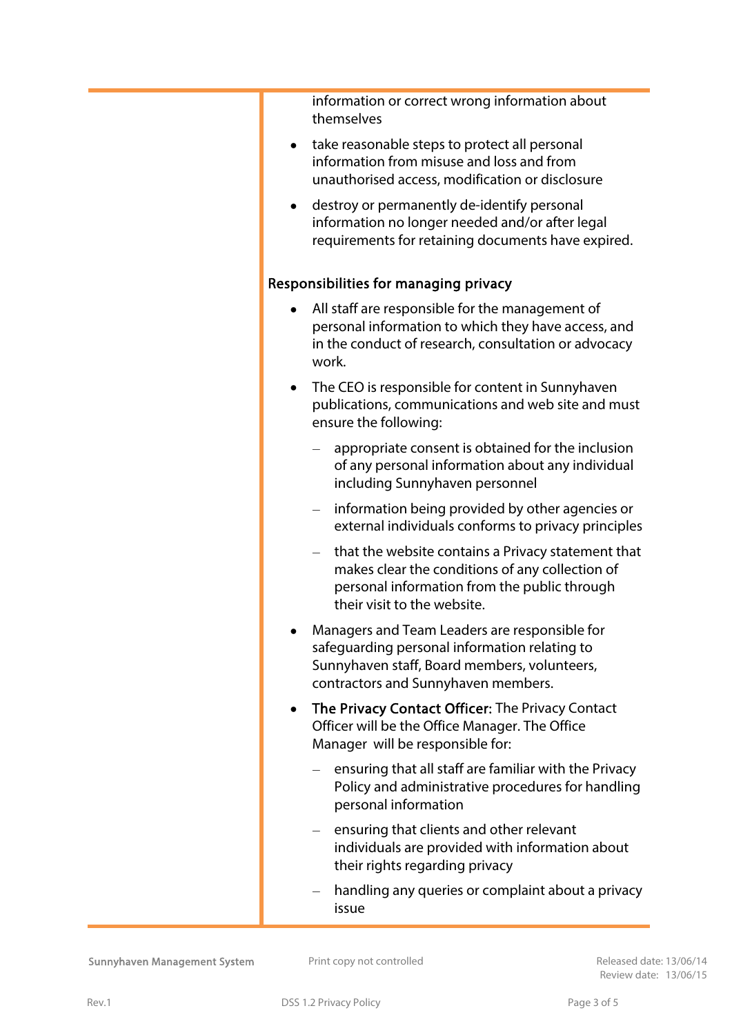information or correct wrong information about themselves

- take reasonable steps to protect all personal information from misuse and loss and from unauthorised access, modification or disclosure
- destroy or permanently de-identify personal information no longer needed and/or after legal requirements for retaining documents have expired.

## Responsibilities for managing privacy

- All staff are responsible for the management of personal information to which they have access, and in the conduct of research, consultation or advocacy work.
- The CEO is responsible for content in Sunnyhaven publications, communications and web site and must ensure the following:
  - appropriate consent is obtained for the inclusion of any personal information about any individual including Sunnyhaven personnel
  - information being provided by other agencies or external individuals conforms to privacy principles
  - that the website contains a Privacy statement that makes clear the conditions of any collection of personal information from the public through their visit to the website.
- Managers and Team Leaders are responsible for safeguarding personal information relating to Sunnyhaven staff, Board members, volunteers, contractors and Sunnyhaven members.
- **The Privacy Contact Officer**: The Privacy Contact Officer will be the Office Manager. The Office Manager will be responsible for:
  - ensuring that all staff are familiar with the Privacy Policy and administrative procedures for handling personal information
  - ensuring that clients and other relevant individuals are provided with information about their rights regarding privacy
  - handling any queries or complaint about a privacy issue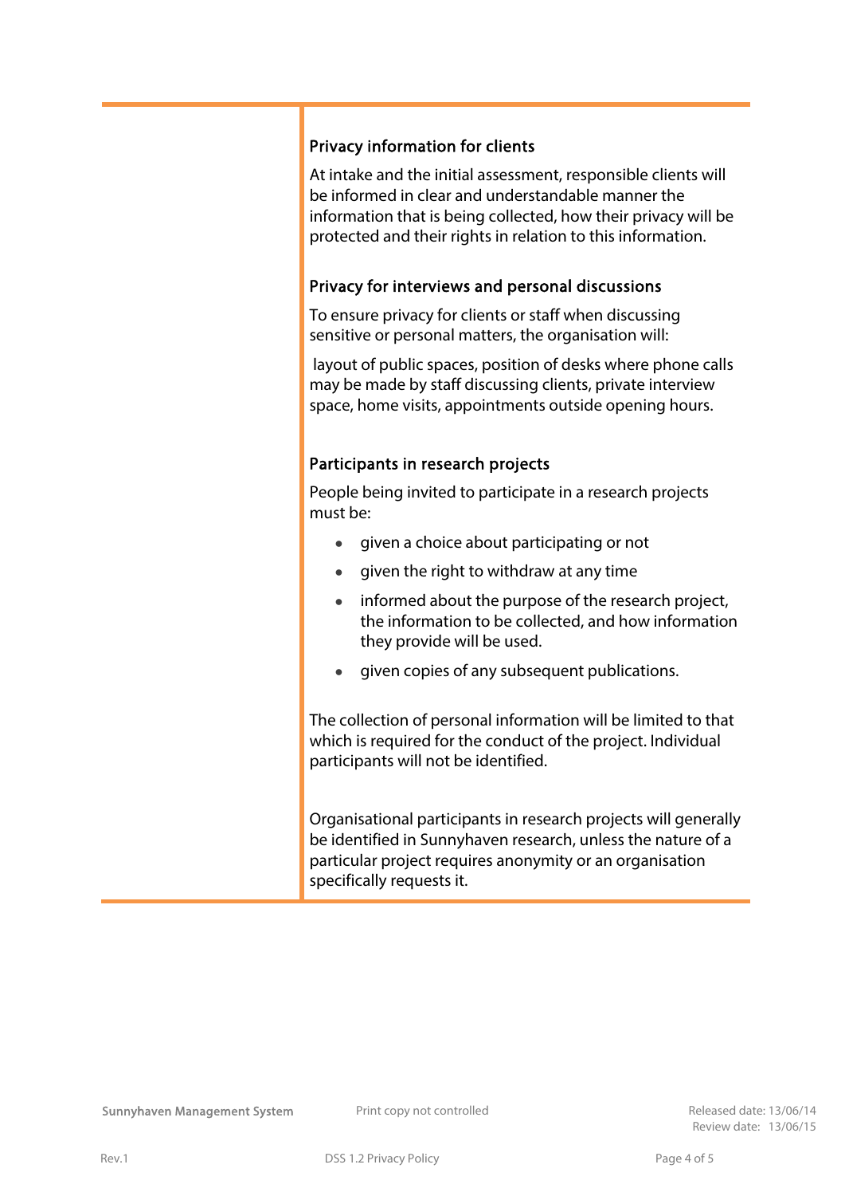### Privacy information for clients

At intake and the initial assessment, responsible clients will be informed in clear and understandable manner the information that is being collected, how their privacy will be protected and their rights in relation to this information.

### Privacy for interviews and personal discussions

To ensure privacy for clients or staff when discussing sensitive or personal matters, the organisation will:

layout of public spaces, position of desks where phone calls may be made by staff discussing clients, private interview space, home visits, appointments outside opening hours.

### Participants in research projects

People being invited to participate in a research projects must be:

- given a choice about participating or not
- given the right to withdraw at any time
- informed about the purpose of the research project, the information to be collected, and how information they provide will be used.
- given copies of any subsequent publications.

The collection of personal information will be limited to that which is required for the conduct of the project. Individual participants will not be identified.

Organisational participants in research projects will generally be identified in Sunnyhaven research, unless the nature of a particular project requires anonymity or an organisation specifically requests it.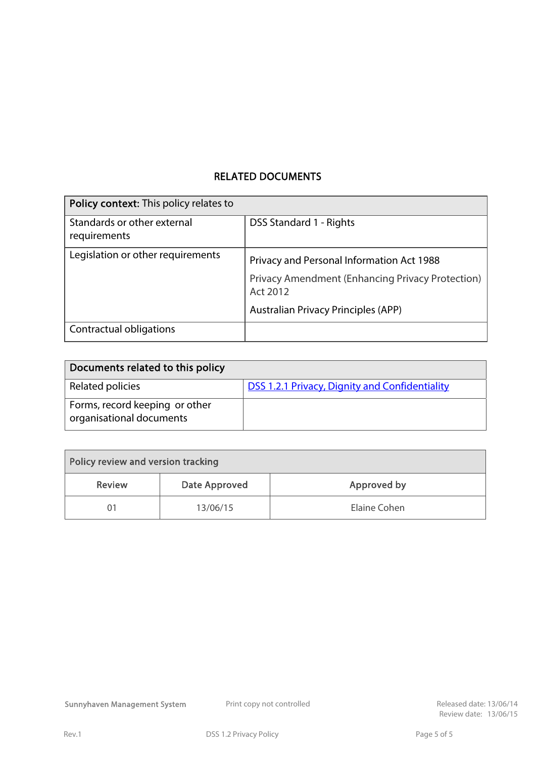## RELATED DOCUMENTS

| **Policy context:** This policy relates to | |
|---|---|
| Standards or other external requirements | DSS Standard 1 - Rights |
| Legislation or other requirements | Privacy and Personal Information Act 1988<br>Privacy Amendment (Enhancing Privacy Protection) Act 2012<br>Australian Privacy Principles (APP) |
| Contractual obligations | |

| **Documents related to this policy** | |
|---|---|
| Related policies | DSS 1.2.1 Privacy, Dignity and Confidentiality |
| Forms, record keeping or other organisational documents | |

| Policy review and version tracking | | |
|---|---|---|
| **Review** | **Date Approved** | **Approved by** |
| 01 | 13/06/15 | Elaine Cohen |